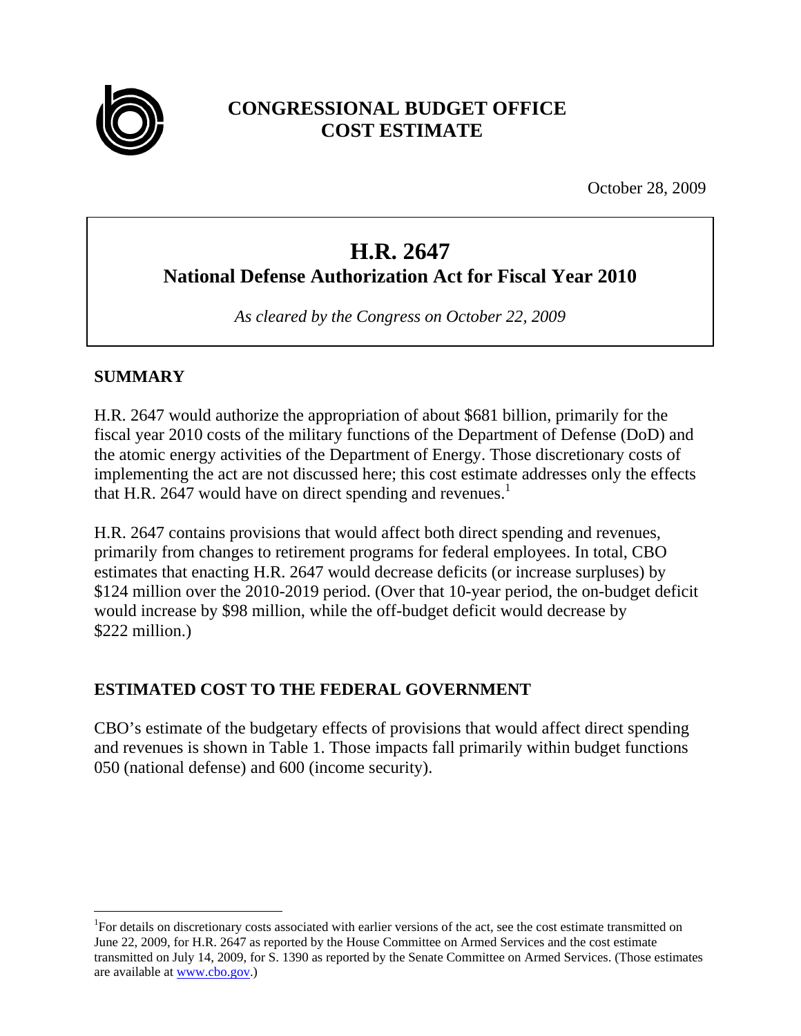# CONGRESSIONAL BUDGET OFFICE
# COST ESTIMATE

October 28, 2009

## H.R. 2647
## National Defense Authorization Act for Fiscal Year 2010

*As cleared by the Congress on October 22, 2009*

## SUMMARY

H.R. 2647 would authorize the appropriation of about $681 billion, primarily for the fiscal year 2010 costs of the military functions of the Department of Defense (DoD) and the atomic energy activities of the Department of Energy. Those discretionary costs of implementing the act are not discussed here; this cost estimate addresses only the effects that H.R. 2647 would have on direct spending and revenues.[1]

H.R. 2647 contains provisions that would affect both direct spending and revenues, primarily from changes to retirement programs for federal employees. In total, CBO estimates that enacting H.R. 2647 would decrease deficits (or increase surpluses) by $124 million over the 2010-2019 period. (Over that 10-year period, the on-budget deficit would increase by $98 million, while the off-budget deficit would decrease by $222 million.)

## ESTIMATED COST TO THE FEDERAL GOVERNMENT

CBO's estimate of the budgetary effects of provisions that would affect direct spending and revenues is shown in Table 1. Those impacts fall primarily within budget functions 050 (national defense) and 600 (income security).

[1]For details on discretionary costs associated with earlier versions of the act, see the cost estimate transmitted on June 22, 2009, for H.R. 2647 as reported by the House Committee on Armed Services and the cost estimate transmitted on July 14, 2009, for S. 1390 as reported by the Senate Committee on Armed Services. (Those estimates are available at www.cbo.gov.)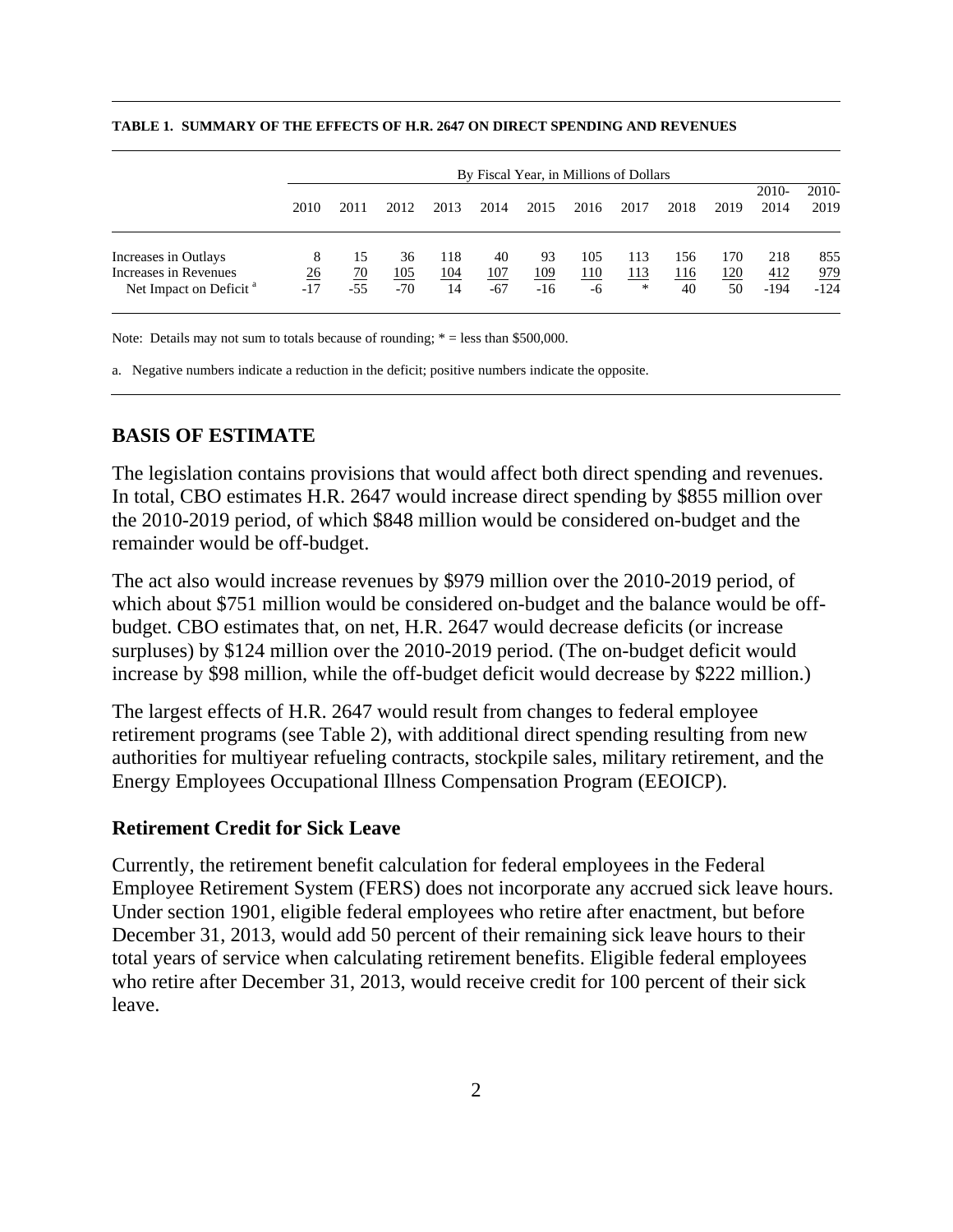**TABLE 1. SUMMARY OF THE EFFECTS OF H.R. 2647 ON DIRECT SPENDING AND REVENUES**

| | By Fiscal Year, in Millions of Dollars | | | | | | | | | | | |
|---|---|---|---|---|---|---|---|---|---|---|---|---|
| | 2010 | 2011 | 2012 | 2013 | 2014 | 2015 | 2016 | 2017 | 2018 | 2019 | 2010-2014 | 2010-2019 |
| Increases in Outlays | 8 | 15 | 36 | 118 | 40 | 93 | 105 | 113 | 156 | 170 | 218 | 855 |
| Increases in Revenues | 26 | 70 | 105 | 104 | 107 | 109 | 110 | 113 | 116 | 120 | 412 | 979 |
| Net Impact on Deficit [a] | -17 | -55 | -70 | 14 | -67 | -16 | -6 | * | 40 | 50 | -194 | -124 |

Note: Details may not sum to totals because of rounding; * = less than $500,000.

a. Negative numbers indicate a reduction in the deficit; positive numbers indicate the opposite.

## BASIS OF ESTIMATE

The legislation contains provisions that would affect both direct spending and revenues. In total, CBO estimates H.R. 2647 would increase direct spending by $855 million over the 2010-2019 period, of which $848 million would be considered on-budget and the remainder would be off-budget.

The act also would increase revenues by $979 million over the 2010-2019 period, of which about $751 million would be considered on-budget and the balance would be off-budget. CBO estimates that, on net, H.R. 2647 would decrease deficits (or increase surpluses) by $124 million over the 2010-2019 period. (The on-budget deficit would increase by $98 million, while the off-budget deficit would decrease by $222 million.)

The largest effects of H.R. 2647 would result from changes to federal employee retirement programs (see Table 2), with additional direct spending resulting from new authorities for multiyear refueling contracts, stockpile sales, military retirement, and the Energy Employees Occupational Illness Compensation Program (EEOICP).

### Retirement Credit for Sick Leave

Currently, the retirement benefit calculation for federal employees in the Federal Employee Retirement System (FERS) does not incorporate any accrued sick leave hours. Under section 1901, eligible federal employees who retire after enactment, but before December 31, 2013, would add 50 percent of their remaining sick leave hours to their total years of service when calculating retirement benefits. Eligible federal employees who retire after December 31, 2013, would receive credit for 100 percent of their sick leave.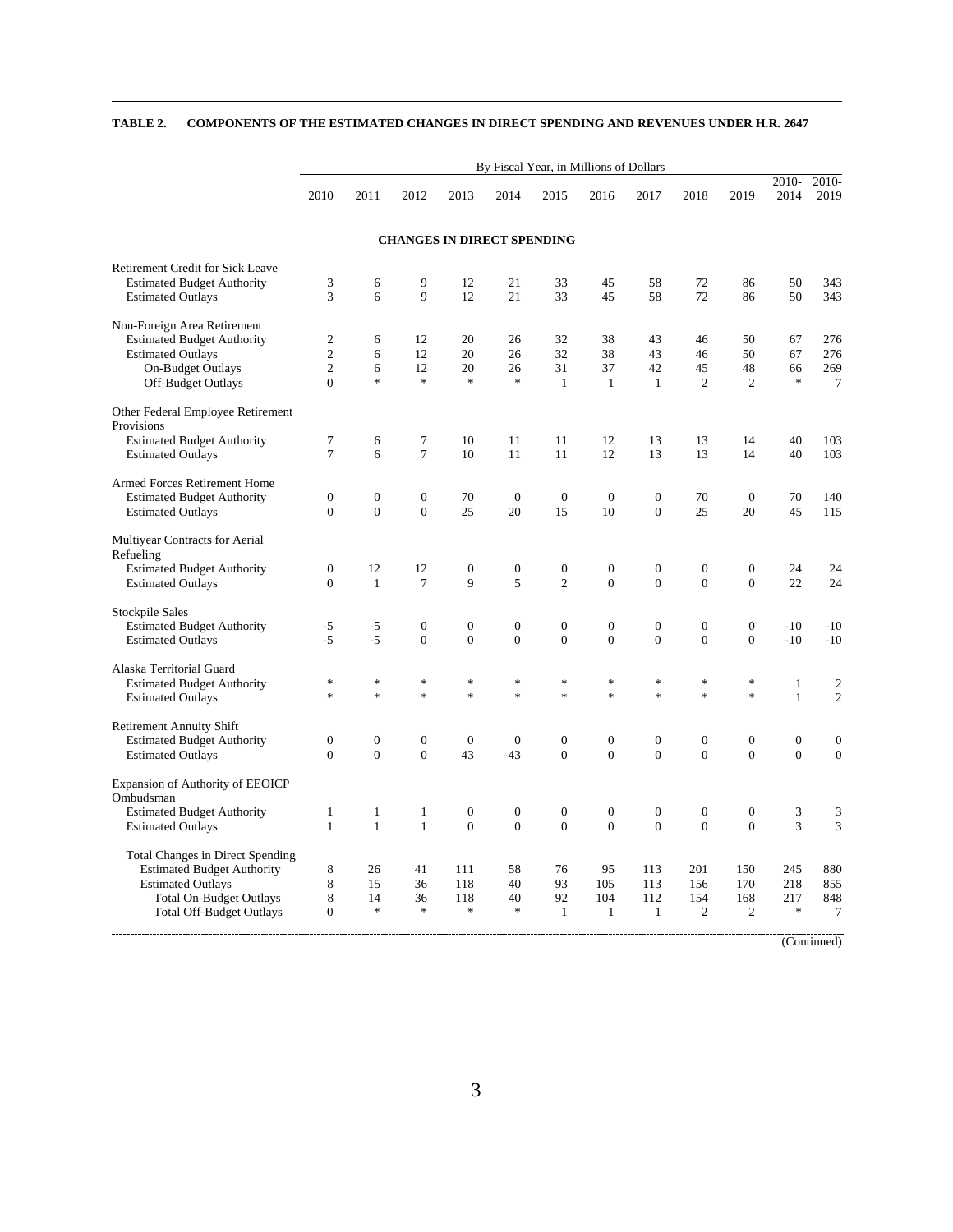**TABLE 2. COMPONENTS OF THE ESTIMATED CHANGES IN DIRECT SPENDING AND REVENUES UNDER H.R. 2647**

| | By Fiscal Year, in Millions of Dollars | | | | | | | | | | | |
|---|---|---|---|---|---|---|---|---|---|---|---|---|
| | 2010 | 2011 | 2012 | 2013 | 2014 | 2015 | 2016 | 2017 | 2018 | 2019 | 2010-2014 | 2010-2019 |
| **CHANGES IN DIRECT SPENDING** | | | | | | | | | | | | |
| Retirement Credit for Sick Leave | | | | | | | | | | | | |
| Estimated Budget Authority | 3 | 6 | 9 | 12 | 21 | 33 | 45 | 58 | 72 | 86 | 50 | 343 |
| Estimated Outlays | 3 | 6 | 9 | 12 | 21 | 33 | 45 | 58 | 72 | 86 | 50 | 343 |
| Non-Foreign Area Retirement | | | | | | | | | | | | |
| Estimated Budget Authority | 2 | 6 | 12 | 20 | 26 | 32 | 38 | 43 | 46 | 50 | 67 | 276 |
| Estimated Outlays | 2 | 6 | 12 | 20 | 26 | 32 | 38 | 43 | 46 | 50 | 67 | 276 |
| On-Budget Outlays | 2 | 6 | 12 | 20 | 26 | 31 | 37 | 42 | 45 | 48 | 66 | 269 |
| Off-Budget Outlays | 0 | * | * | * | * | 1 | 1 | 1 | 2 | 2 | * | 7 |
| Other Federal Employee Retirement Provisions | | | | | | | | | | | | |
| Estimated Budget Authority | 7 | 6 | 7 | 10 | 11 | 11 | 12 | 13 | 13 | 14 | 40 | 103 |
| Estimated Outlays | 7 | 6 | 7 | 10 | 11 | 11 | 12 | 13 | 13 | 14 | 40 | 103 |
| Armed Forces Retirement Home | | | | | | | | | | | | |
| Estimated Budget Authority | 0 | 0 | 0 | 70 | 0 | 0 | 0 | 0 | 70 | 0 | 70 | 140 |
| Estimated Outlays | 0 | 0 | 0 | 25 | 20 | 15 | 10 | 0 | 25 | 20 | 45 | 115 |
| Multiyear Contracts for Aerial Refueling | | | | | | | | | | | | |
| Estimated Budget Authority | 0 | 12 | 12 | 0 | 0 | 0 | 0 | 0 | 0 | 0 | 24 | 24 |
| Estimated Outlays | 0 | 1 | 7 | 9 | 5 | 2 | 0 | 0 | 0 | 0 | 22 | 24 |
| Stockpile Sales | | | | | | | | | | | | |
| Estimated Budget Authority | -5 | -5 | 0 | 0 | 0 | 0 | 0 | 0 | 0 | 0 | -10 | -10 |
| Estimated Outlays | -5 | -5 | 0 | 0 | 0 | 0 | 0 | 0 | 0 | 0 | -10 | -10 |
| Alaska Territorial Guard | | | | | | | | | | | | |
| Estimated Budget Authority | * | * | * | * | * | * | * | * | * | * | 1 | 2 |
| Estimated Outlays | * | * | * | * | * | * | * | * | * | * | 1 | 2 |
| Retirement Annuity Shift | | | | | | | | | | | | |
| Estimated Budget Authority | 0 | 0 | 0 | 0 | 0 | 0 | 0 | 0 | 0 | 0 | 0 | 0 |
| Estimated Outlays | 0 | 0 | 0 | 43 | -43 | 0 | 0 | 0 | 0 | 0 | 0 | 0 |
| Expansion of Authority of EEOICP Ombudsman | | | | | | | | | | | | |
| Estimated Budget Authority | 1 | 1 | 1 | 0 | 0 | 0 | 0 | 0 | 0 | 0 | 3 | 3 |
| Estimated Outlays | 1 | 1 | 1 | 0 | 0 | 0 | 0 | 0 | 0 | 0 | 3 | 3 |
| Total Changes in Direct Spending | | | | | | | | | | | | |
| Estimated Budget Authority | 8 | 26 | 41 | 111 | 58 | 76 | 95 | 113 | 201 | 150 | 245 | 880 |
| Estimated Outlays | 8 | 15 | 36 | 118 | 40 | 93 | 105 | 113 | 156 | 170 | 218 | 855 |
| Total On-Budget Outlays | 8 | 14 | 36 | 118 | 40 | 92 | 104 | 112 | 154 | 168 | 217 | 848 |
| Total Off-Budget Outlays | 0 | * | * | * | * | 1 | 1 | 1 | 2 | 2 | * | 7 |

(Continued)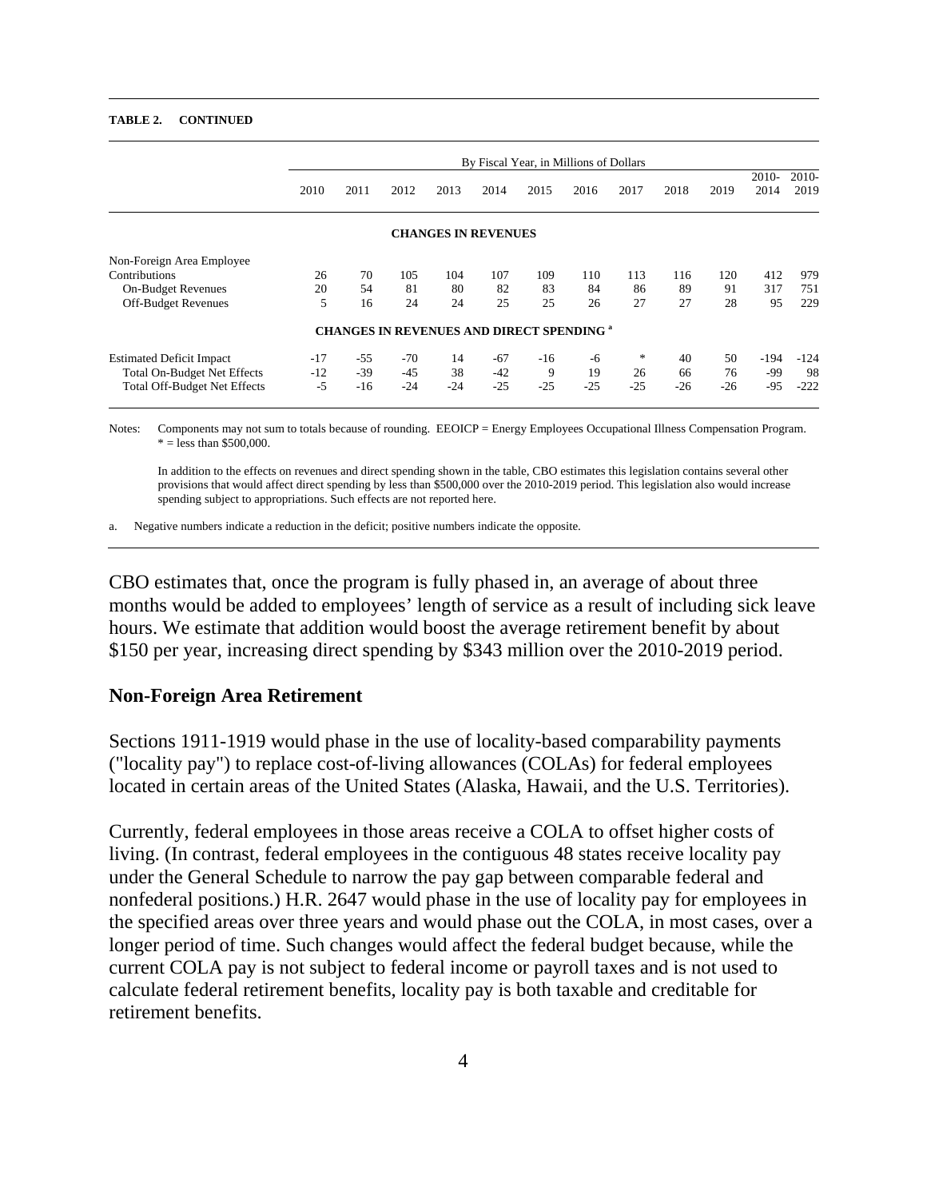**TABLE 2. CONTINUED**

| | By Fiscal Year, in Millions of Dollars | | | | | | | | | | | |
|---|---|---|---|---|---|---|---|---|---|---|---|---|
| | 2010 | 2011 | 2012 | 2013 | 2014 | 2015 | 2016 | 2017 | 2018 | 2019 | 2010-2014 | 2010-2019 |
| **CHANGES IN REVENUES** | | | | | | | | | | | | |
| Non-Foreign Area Employee Contributions | 26 | 70 | 105 | 104 | 107 | 109 | 110 | 113 | 116 | 120 | 412 | 979 |
| On-Budget Revenues | 20 | 54 | 81 | 80 | 82 | 83 | 84 | 86 | 89 | 91 | 317 | 751 |
| Off-Budget Revenues | 5 | 16 | 24 | 24 | 25 | 25 | 26 | 27 | 27 | 28 | 95 | 229 |
| **CHANGES IN REVENUES AND DIRECT SPENDING [a]** | | | | | | | | | | | | |
| Estimated Deficit Impact | -17 | -55 | -70 | 14 | -67 | -16 | -6 | * | 40 | 50 | -194 | -124 |
| Total On-Budget Net Effects | -12 | -39 | -45 | 38 | -42 | 9 | 19 | 26 | 66 | 76 | -99 | 98 |
| Total Off-Budget Net Effects | -5 | -16 | -24 | -24 | -25 | -25 | -25 | -25 | -26 | -26 | -95 | -222 |

Notes: Components may not sum to totals because of rounding. EEOICP = Energy Employees Occupational Illness Compensation Program. * = less than $500,000.

In addition to the effects on revenues and direct spending shown in the table, CBO estimates this legislation contains several other provisions that would affect direct spending by less than $500,000 over the 2010-2019 period. This legislation also would increase spending subject to appropriations. Such effects are not reported here.

a. Negative numbers indicate a reduction in the deficit; positive numbers indicate the opposite.

CBO estimates that, once the program is fully phased in, an average of about three months would be added to employees' length of service as a result of including sick leave hours. We estimate that addition would boost the average retirement benefit by about $150 per year, increasing direct spending by $343 million over the 2010-2019 period.

## Non-Foreign Area Retirement

Sections 1911-1919 would phase in the use of locality-based comparability payments ("locality pay") to replace cost-of-living allowances (COLAs) for federal employees located in certain areas of the United States (Alaska, Hawaii, and the U.S. Territories).

Currently, federal employees in those areas receive a COLA to offset higher costs of living. (In contrast, federal employees in the contiguous 48 states receive locality pay under the General Schedule to narrow the pay gap between comparable federal and nonfederal positions.) H.R. 2647 would phase in the use of locality pay for employees in the specified areas over three years and would phase out the COLA, in most cases, over a longer period of time. Such changes would affect the federal budget because, while the current COLA pay is not subject to federal income or payroll taxes and is not used to calculate federal retirement benefits, locality pay is both taxable and creditable for retirement benefits.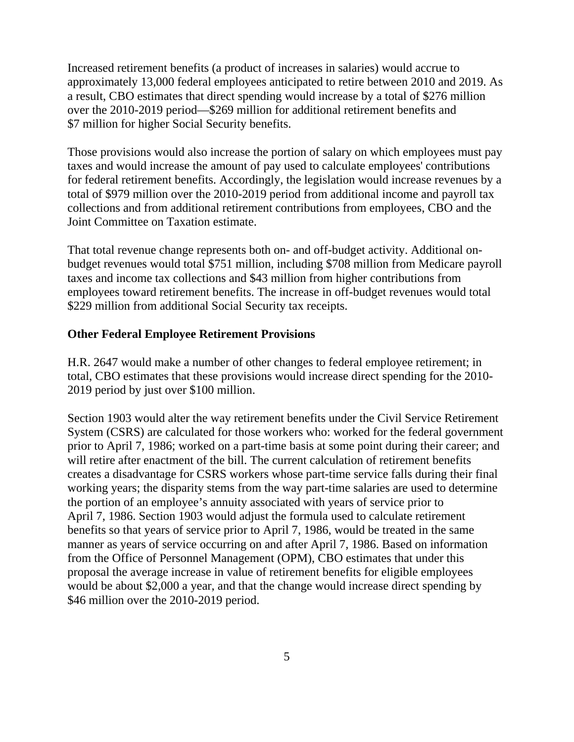Increased retirement benefits (a product of increases in salaries) would accrue to approximately 13,000 federal employees anticipated to retire between 2010 and 2019. As a result, CBO estimates that direct spending would increase by a total of $276 million over the 2010-2019 period—$269 million for additional retirement benefits and $7 million for higher Social Security benefits.

Those provisions would also increase the portion of salary on which employees must pay taxes and would increase the amount of pay used to calculate employees' contributions for federal retirement benefits. Accordingly, the legislation would increase revenues by a total of $979 million over the 2010-2019 period from additional income and payroll tax collections and from additional retirement contributions from employees, CBO and the Joint Committee on Taxation estimate.

That total revenue change represents both on- and off-budget activity. Additional on-budget revenues would total $751 million, including $708 million from Medicare payroll taxes and income tax collections and $43 million from higher contributions from employees toward retirement benefits. The increase in off-budget revenues would total $229 million from additional Social Security tax receipts.

**Other Federal Employee Retirement Provisions**

H.R. 2647 would make a number of other changes to federal employee retirement; in total, CBO estimates that these provisions would increase direct spending for the 2010-2019 period by just over $100 million.

Section 1903 would alter the way retirement benefits under the Civil Service Retirement System (CSRS) are calculated for those workers who: worked for the federal government prior to April 7, 1986; worked on a part-time basis at some point during their career; and will retire after enactment of the bill. The current calculation of retirement benefits creates a disadvantage for CSRS workers whose part-time service falls during their final working years; the disparity stems from the way part-time salaries are used to determine the portion of an employee's annuity associated with years of service prior to April 7, 1986. Section 1903 would adjust the formula used to calculate retirement benefits so that years of service prior to April 7, 1986, would be treated in the same manner as years of service occurring on and after April 7, 1986. Based on information from the Office of Personnel Management (OPM), CBO estimates that under this proposal the average increase in value of retirement benefits for eligible employees would be about $2,000 a year, and that the change would increase direct spending by $46 million over the 2010-2019 period.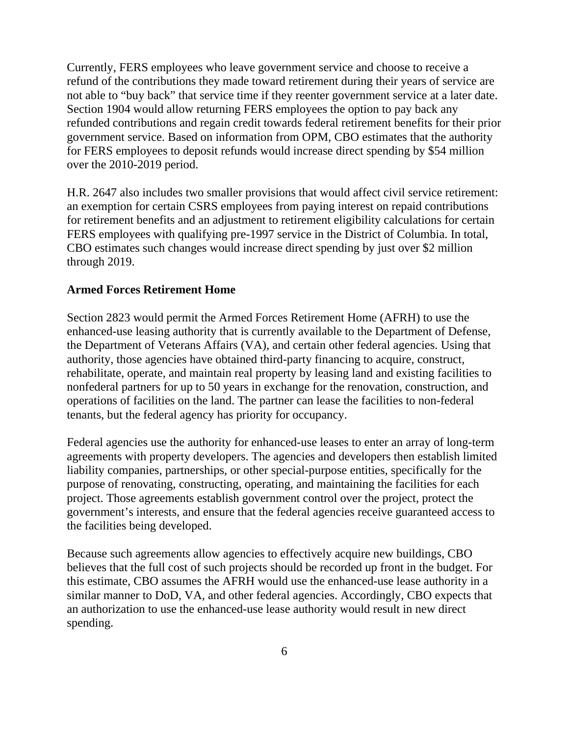Currently, FERS employees who leave government service and choose to receive a refund of the contributions they made toward retirement during their years of service are not able to "buy back" that service time if they reenter government service at a later date. Section 1904 would allow returning FERS employees the option to pay back any refunded contributions and regain credit towards federal retirement benefits for their prior government service. Based on information from OPM, CBO estimates that the authority for FERS employees to deposit refunds would increase direct spending by $54 million over the 2010-2019 period.

H.R. 2647 also includes two smaller provisions that would affect civil service retirement: an exemption for certain CSRS employees from paying interest on repaid contributions for retirement benefits and an adjustment to retirement eligibility calculations for certain FERS employees with qualifying pre-1997 service in the District of Columbia. In total, CBO estimates such changes would increase direct spending by just over $2 million through 2019.

**Armed Forces Retirement Home**

Section 2823 would permit the Armed Forces Retirement Home (AFRH) to use the enhanced-use leasing authority that is currently available to the Department of Defense, the Department of Veterans Affairs (VA), and certain other federal agencies. Using that authority, those agencies have obtained third-party financing to acquire, construct, rehabilitate, operate, and maintain real property by leasing land and existing facilities to nonfederal partners for up to 50 years in exchange for the renovation, construction, and operations of facilities on the land. The partner can lease the facilities to non-federal tenants, but the federal agency has priority for occupancy.

Federal agencies use the authority for enhanced-use leases to enter an array of long-term agreements with property developers. The agencies and developers then establish limited liability companies, partnerships, or other special-purpose entities, specifically for the purpose of renovating, constructing, operating, and maintaining the facilities for each project. Those agreements establish government control over the project, protect the government's interests, and ensure that the federal agencies receive guaranteed access to the facilities being developed.

Because such agreements allow agencies to effectively acquire new buildings, CBO believes that the full cost of such projects should be recorded up front in the budget. For this estimate, CBO assumes the AFRH would use the enhanced-use lease authority in a similar manner to DoD, VA, and other federal agencies. Accordingly, CBO expects that an authorization to use the enhanced-use lease authority would result in new direct spending.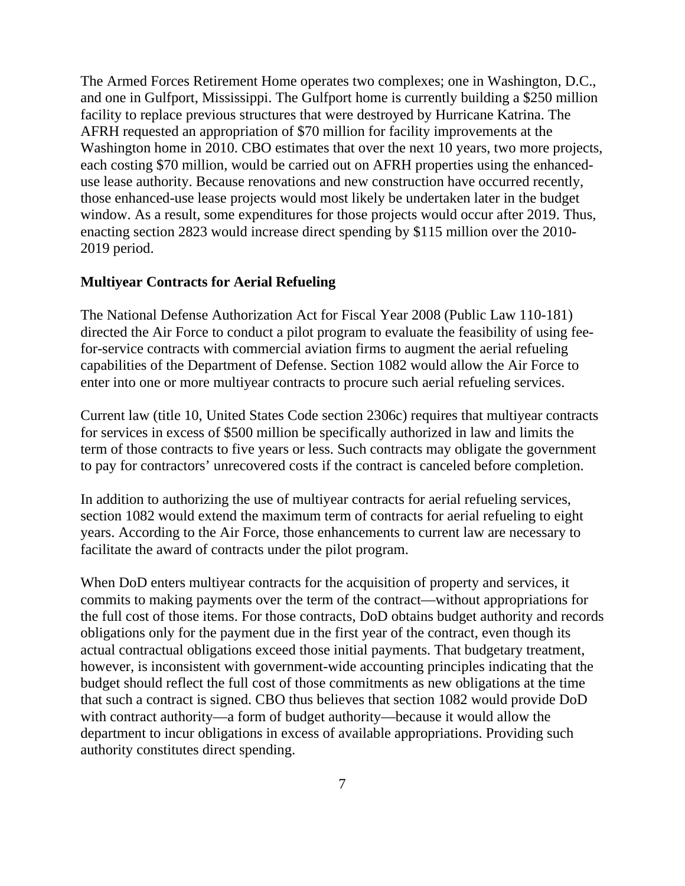The Armed Forces Retirement Home operates two complexes; one in Washington, D.C., and one in Gulfport, Mississippi. The Gulfport home is currently building a $250 million facility to replace previous structures that were destroyed by Hurricane Katrina. The AFRH requested an appropriation of $70 million for facility improvements at the Washington home in 2010. CBO estimates that over the next 10 years, two more projects, each costing $70 million, would be carried out on AFRH properties using the enhanced-use lease authority. Because renovations and new construction have occurred recently, those enhanced-use lease projects would most likely be undertaken later in the budget window. As a result, some expenditures for those projects would occur after 2019. Thus, enacting section 2823 would increase direct spending by $115 million over the 2010-2019 period.

**Multiyear Contracts for Aerial Refueling**

The National Defense Authorization Act for Fiscal Year 2008 (Public Law 110-181) directed the Air Force to conduct a pilot program to evaluate the feasibility of using fee-for-service contracts with commercial aviation firms to augment the aerial refueling capabilities of the Department of Defense. Section 1082 would allow the Air Force to enter into one or more multiyear contracts to procure such aerial refueling services.

Current law (title 10, United States Code section 2306c) requires that multiyear contracts for services in excess of $500 million be specifically authorized in law and limits the term of those contracts to five years or less. Such contracts may obligate the government to pay for contractors' unrecovered costs if the contract is canceled before completion.

In addition to authorizing the use of multiyear contracts for aerial refueling services, section 1082 would extend the maximum term of contracts for aerial refueling to eight years. According to the Air Force, those enhancements to current law are necessary to facilitate the award of contracts under the pilot program.

When DoD enters multiyear contracts for the acquisition of property and services, it commits to making payments over the term of the contract—without appropriations for the full cost of those items. For those contracts, DoD obtains budget authority and records obligations only for the payment due in the first year of the contract, even though its actual contractual obligations exceed those initial payments. That budgetary treatment, however, is inconsistent with government-wide accounting principles indicating that the budget should reflect the full cost of those commitments as new obligations at the time that such a contract is signed. CBO thus believes that section 1082 would provide DoD with contract authority—a form of budget authority—because it would allow the department to incur obligations in excess of available appropriations. Providing such authority constitutes direct spending.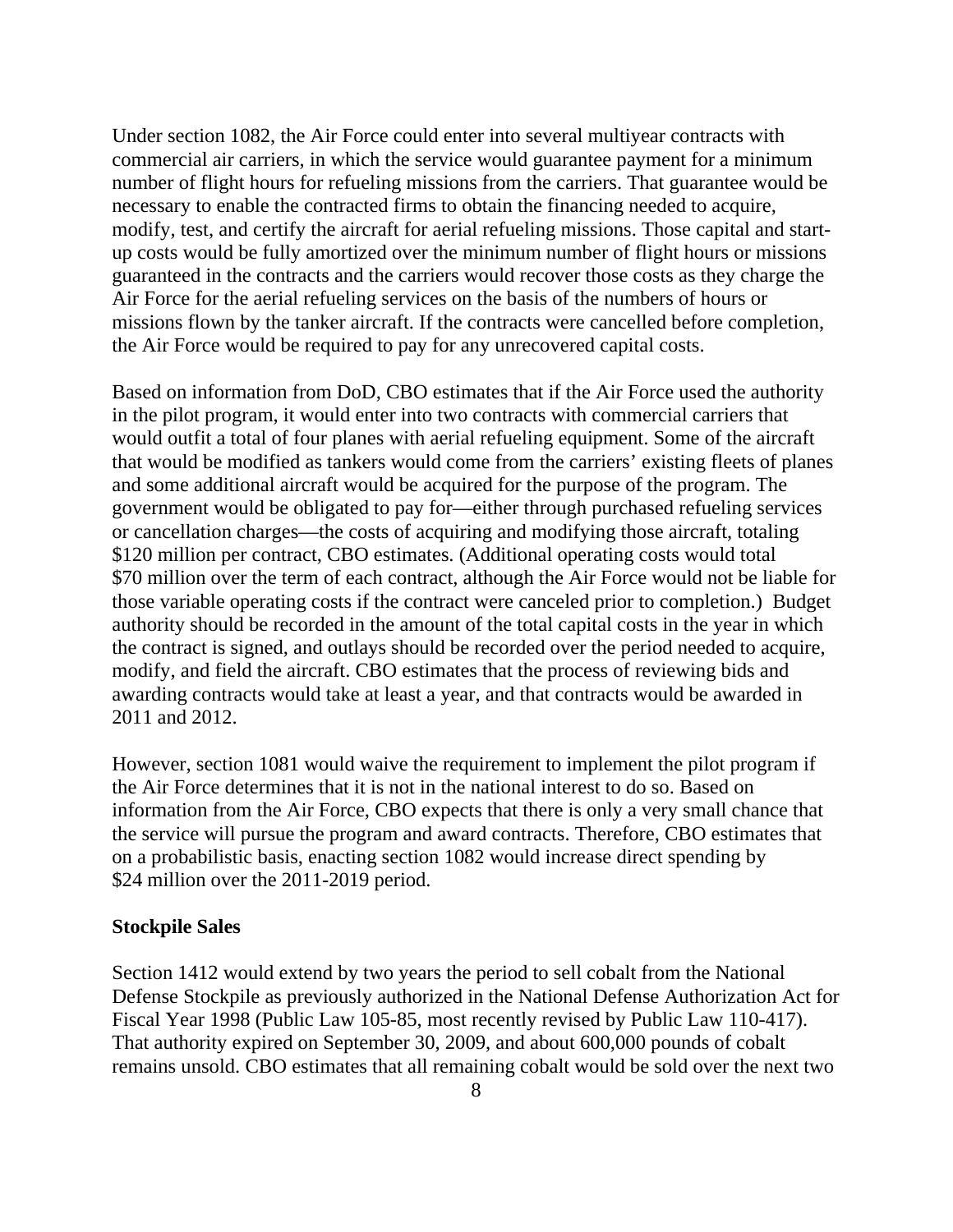Under section 1082, the Air Force could enter into several multiyear contracts with commercial air carriers, in which the service would guarantee payment for a minimum number of flight hours for refueling missions from the carriers. That guarantee would be necessary to enable the contracted firms to obtain the financing needed to acquire, modify, test, and certify the aircraft for aerial refueling missions. Those capital and start-up costs would be fully amortized over the minimum number of flight hours or missions guaranteed in the contracts and the carriers would recover those costs as they charge the Air Force for the aerial refueling services on the basis of the numbers of hours or missions flown by the tanker aircraft. If the contracts were cancelled before completion, the Air Force would be required to pay for any unrecovered capital costs.

Based on information from DoD, CBO estimates that if the Air Force used the authority in the pilot program, it would enter into two contracts with commercial carriers that would outfit a total of four planes with aerial refueling equipment. Some of the aircraft that would be modified as tankers would come from the carriers' existing fleets of planes and some additional aircraft would be acquired for the purpose of the program. The government would be obligated to pay for—either through purchased refueling services or cancellation charges—the costs of acquiring and modifying those aircraft, totaling $120 million per contract, CBO estimates. (Additional operating costs would total $70 million over the term of each contract, although the Air Force would not be liable for those variable operating costs if the contract were canceled prior to completion.) Budget authority should be recorded in the amount of the total capital costs in the year in which the contract is signed, and outlays should be recorded over the period needed to acquire, modify, and field the aircraft. CBO estimates that the process of reviewing bids and awarding contracts would take at least a year, and that contracts would be awarded in 2011 and 2012.

However, section 1081 would waive the requirement to implement the pilot program if the Air Force determines that it is not in the national interest to do so. Based on information from the Air Force, CBO expects that there is only a very small chance that the service will pursue the program and award contracts. Therefore, CBO estimates that on a probabilistic basis, enacting section 1082 would increase direct spending by $24 million over the 2011-2019 period.

**Stockpile Sales**

Section 1412 would extend by two years the period to sell cobalt from the National Defense Stockpile as previously authorized in the National Defense Authorization Act for Fiscal Year 1998 (Public Law 105-85, most recently revised by Public Law 110-417). That authority expired on September 30, 2009, and about 600,000 pounds of cobalt remains unsold. CBO estimates that all remaining cobalt would be sold over the next two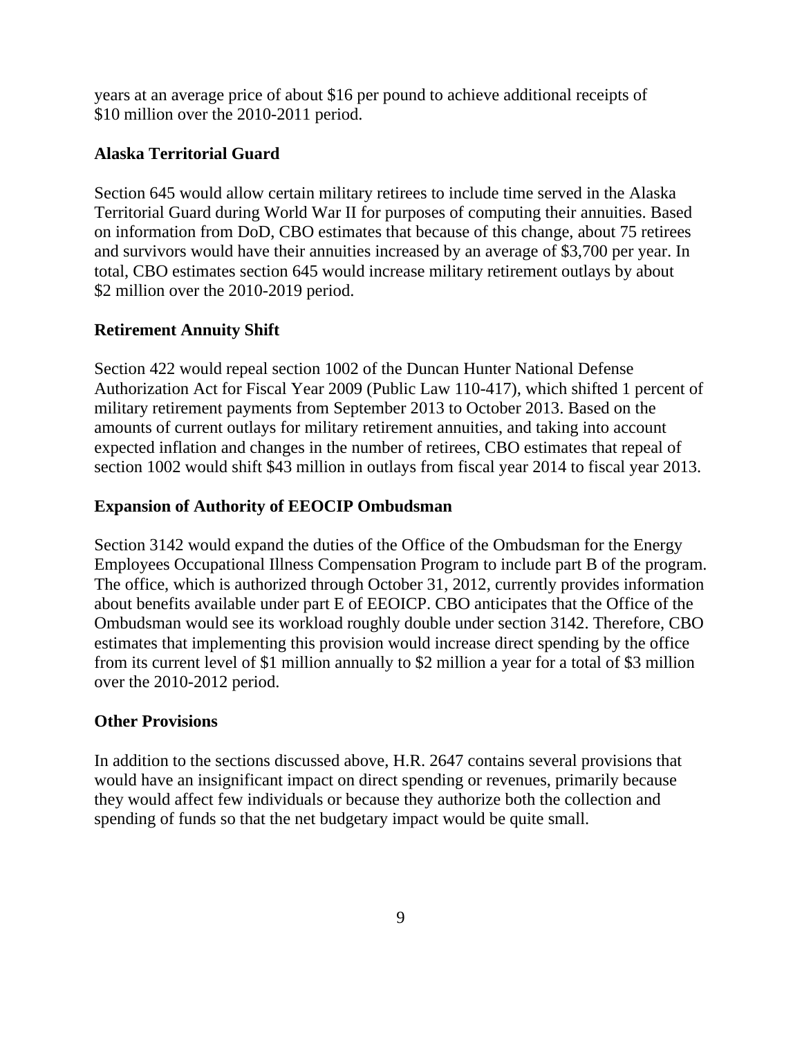years at an average price of about $16 per pound to achieve additional receipts of $10 million over the 2010-2011 period.

**Alaska Territorial Guard**

Section 645 would allow certain military retirees to include time served in the Alaska Territorial Guard during World War II for purposes of computing their annuities. Based on information from DoD, CBO estimates that because of this change, about 75 retirees and survivors would have their annuities increased by an average of $3,700 per year. In total, CBO estimates section 645 would increase military retirement outlays by about $2 million over the 2010-2019 period.

**Retirement Annuity Shift**

Section 422 would repeal section 1002 of the Duncan Hunter National Defense Authorization Act for Fiscal Year 2009 (Public Law 110-417), which shifted 1 percent of military retirement payments from September 2013 to October 2013. Based on the amounts of current outlays for military retirement annuities, and taking into account expected inflation and changes in the number of retirees, CBO estimates that repeal of section 1002 would shift $43 million in outlays from fiscal year 2014 to fiscal year 2013.

**Expansion of Authority of EEOCIP Ombudsman**

Section 3142 would expand the duties of the Office of the Ombudsman for the Energy Employees Occupational Illness Compensation Program to include part B of the program. The office, which is authorized through October 31, 2012, currently provides information about benefits available under part E of EEOICP. CBO anticipates that the Office of the Ombudsman would see its workload roughly double under section 3142. Therefore, CBO estimates that implementing this provision would increase direct spending by the office from its current level of $1 million annually to $2 million a year for a total of $3 million over the 2010-2012 period.

**Other Provisions**

In addition to the sections discussed above, H.R. 2647 contains several provisions that would have an insignificant impact on direct spending or revenues, primarily because they would affect few individuals or because they authorize both the collection and spending of funds so that the net budgetary impact would be quite small.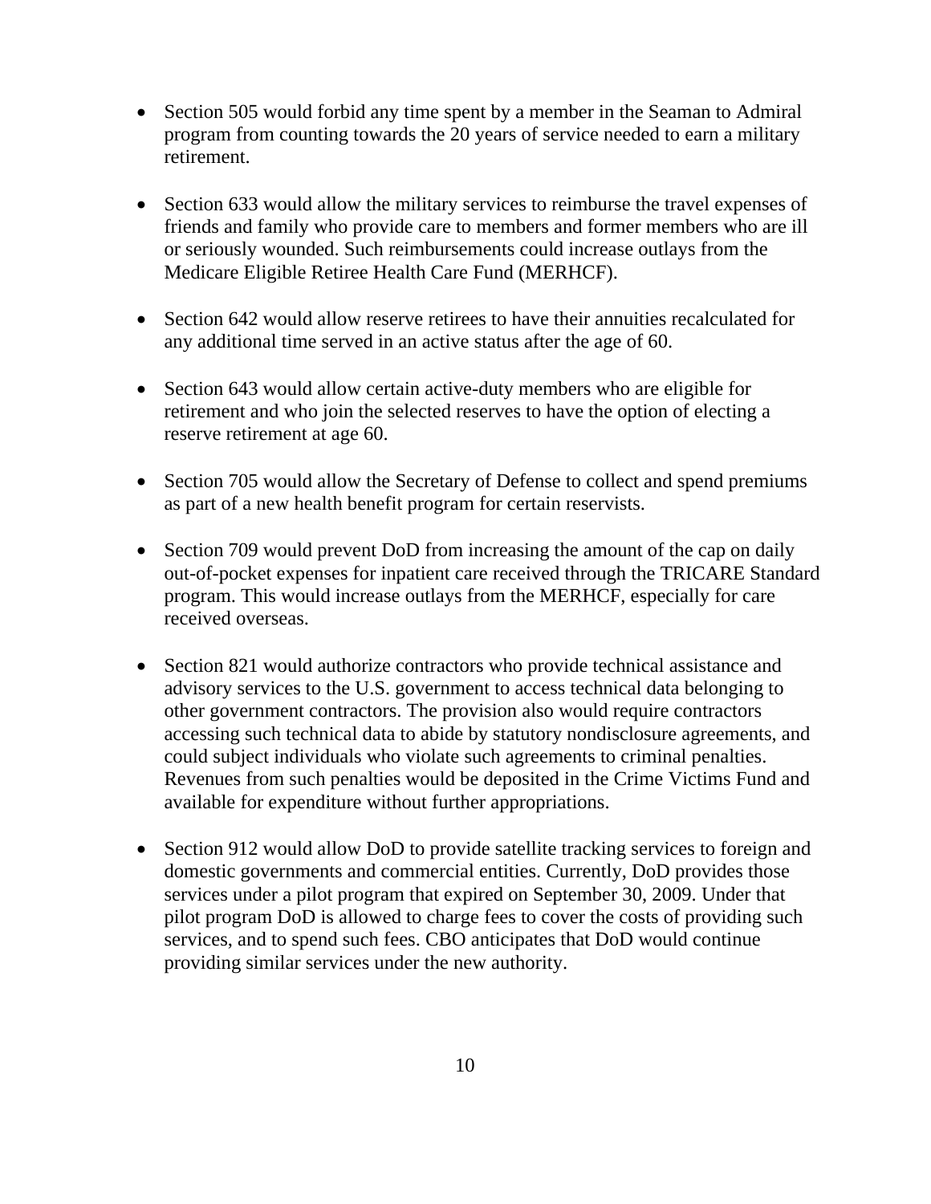- Section 505 would forbid any time spent by a member in the Seaman to Admiral program from counting towards the 20 years of service needed to earn a military retirement.

- Section 633 would allow the military services to reimburse the travel expenses of friends and family who provide care to members and former members who are ill or seriously wounded. Such reimbursements could increase outlays from the Medicare Eligible Retiree Health Care Fund (MERHCF).

- Section 642 would allow reserve retirees to have their annuities recalculated for any additional time served in an active status after the age of 60.

- Section 643 would allow certain active-duty members who are eligible for retirement and who join the selected reserves to have the option of electing a reserve retirement at age 60.

- Section 705 would allow the Secretary of Defense to collect and spend premiums as part of a new health benefit program for certain reservists.

- Section 709 would prevent DoD from increasing the amount of the cap on daily out-of-pocket expenses for inpatient care received through the TRICARE Standard program. This would increase outlays from the MERHCF, especially for care received overseas.

- Section 821 would authorize contractors who provide technical assistance and advisory services to the U.S. government to access technical data belonging to other government contractors. The provision also would require contractors accessing such technical data to abide by statutory nondisclosure agreements, and could subject individuals who violate such agreements to criminal penalties. Revenues from such penalties would be deposited in the Crime Victims Fund and available for expenditure without further appropriations.

- Section 912 would allow DoD to provide satellite tracking services to foreign and domestic governments and commercial entities. Currently, DoD provides those services under a pilot program that expired on September 30, 2009. Under that pilot program DoD is allowed to charge fees to cover the costs of providing such services, and to spend such fees. CBO anticipates that DoD would continue providing similar services under the new authority.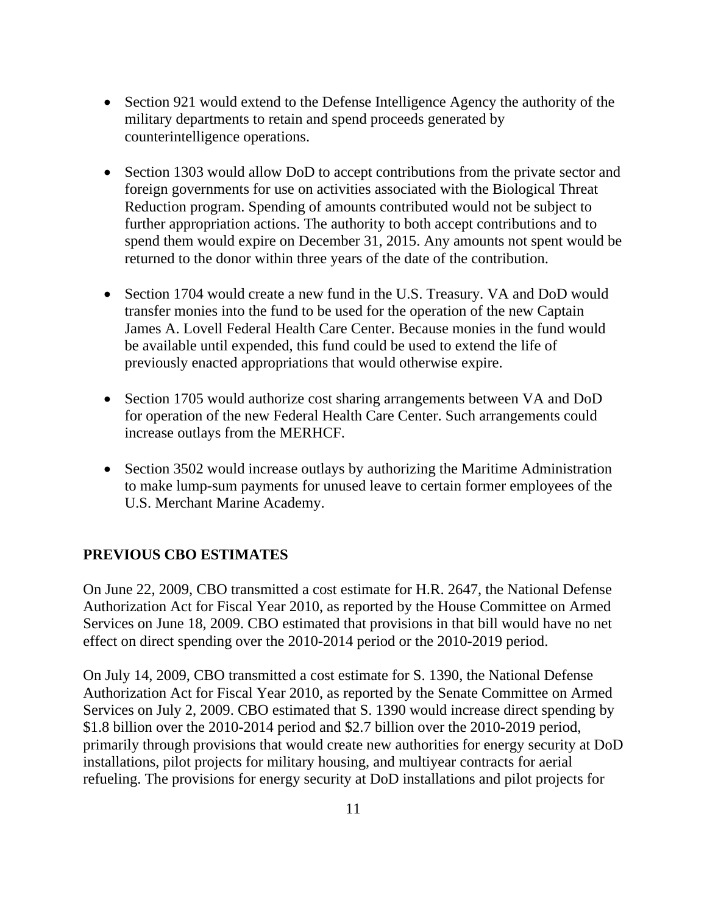- Section 921 would extend to the Defense Intelligence Agency the authority of the military departments to retain and spend proceeds generated by counterintelligence operations.

- Section 1303 would allow DoD to accept contributions from the private sector and foreign governments for use on activities associated with the Biological Threat Reduction program. Spending of amounts contributed would not be subject to further appropriation actions. The authority to both accept contributions and to spend them would expire on December 31, 2015. Any amounts not spent would be returned to the donor within three years of the date of the contribution.

- Section 1704 would create a new fund in the U.S. Treasury. VA and DoD would transfer monies into the fund to be used for the operation of the new Captain James A. Lovell Federal Health Care Center. Because monies in the fund would be available until expended, this fund could be used to extend the life of previously enacted appropriations that would otherwise expire.

- Section 1705 would authorize cost sharing arrangements between VA and DoD for operation of the new Federal Health Care Center. Such arrangements could increase outlays from the MERHCF.

- Section 3502 would increase outlays by authorizing the Maritime Administration to make lump-sum payments for unused leave to certain former employees of the U.S. Merchant Marine Academy.

## PREVIOUS CBO ESTIMATES

On June 22, 2009, CBO transmitted a cost estimate for H.R. 2647, the National Defense Authorization Act for Fiscal Year 2010, as reported by the House Committee on Armed Services on June 18, 2009. CBO estimated that provisions in that bill would have no net effect on direct spending over the 2010-2014 period or the 2010-2019 period.

On July 14, 2009, CBO transmitted a cost estimate for S. 1390, the National Defense Authorization Act for Fiscal Year 2010, as reported by the Senate Committee on Armed Services on July 2, 2009. CBO estimated that S. 1390 would increase direct spending by $1.8 billion over the 2010-2014 period and $2.7 billion over the 2010-2019 period, primarily through provisions that would create new authorities for energy security at DoD installations, pilot projects for military housing, and multiyear contracts for aerial refueling. The provisions for energy security at DoD installations and pilot projects for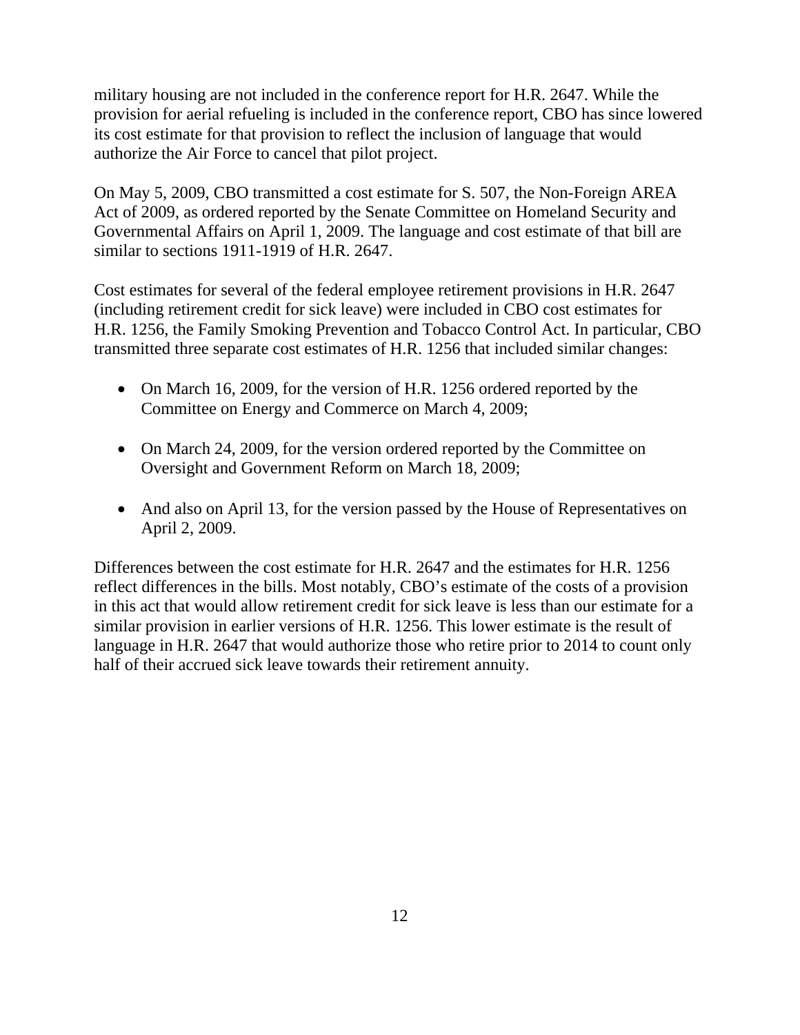military housing are not included in the conference report for H.R. 2647. While the provision for aerial refueling is included in the conference report, CBO has since lowered its cost estimate for that provision to reflect the inclusion of language that would authorize the Air Force to cancel that pilot project.

On May 5, 2009, CBO transmitted a cost estimate for S. 507, the Non-Foreign AREA Act of 2009, as ordered reported by the Senate Committee on Homeland Security and Governmental Affairs on April 1, 2009. The language and cost estimate of that bill are similar to sections 1911-1919 of H.R. 2647.

Cost estimates for several of the federal employee retirement provisions in H.R. 2647 (including retirement credit for sick leave) were included in CBO cost estimates for H.R. 1256, the Family Smoking Prevention and Tobacco Control Act. In particular, CBO transmitted three separate cost estimates of H.R. 1256 that included similar changes:

- On March 16, 2009, for the version of H.R. 1256 ordered reported by the Committee on Energy and Commerce on March 4, 2009;
- On March 24, 2009, for the version ordered reported by the Committee on Oversight and Government Reform on March 18, 2009;
- And also on April 13, for the version passed by the House of Representatives on April 2, 2009.

Differences between the cost estimate for H.R. 2647 and the estimates for H.R. 1256 reflect differences in the bills. Most notably, CBO's estimate of the costs of a provision in this act that would allow retirement credit for sick leave is less than our estimate for a similar provision in earlier versions of H.R. 1256. This lower estimate is the result of language in H.R. 2647 that would authorize those who retire prior to 2014 to count only half of their accrued sick leave towards their retirement annuity.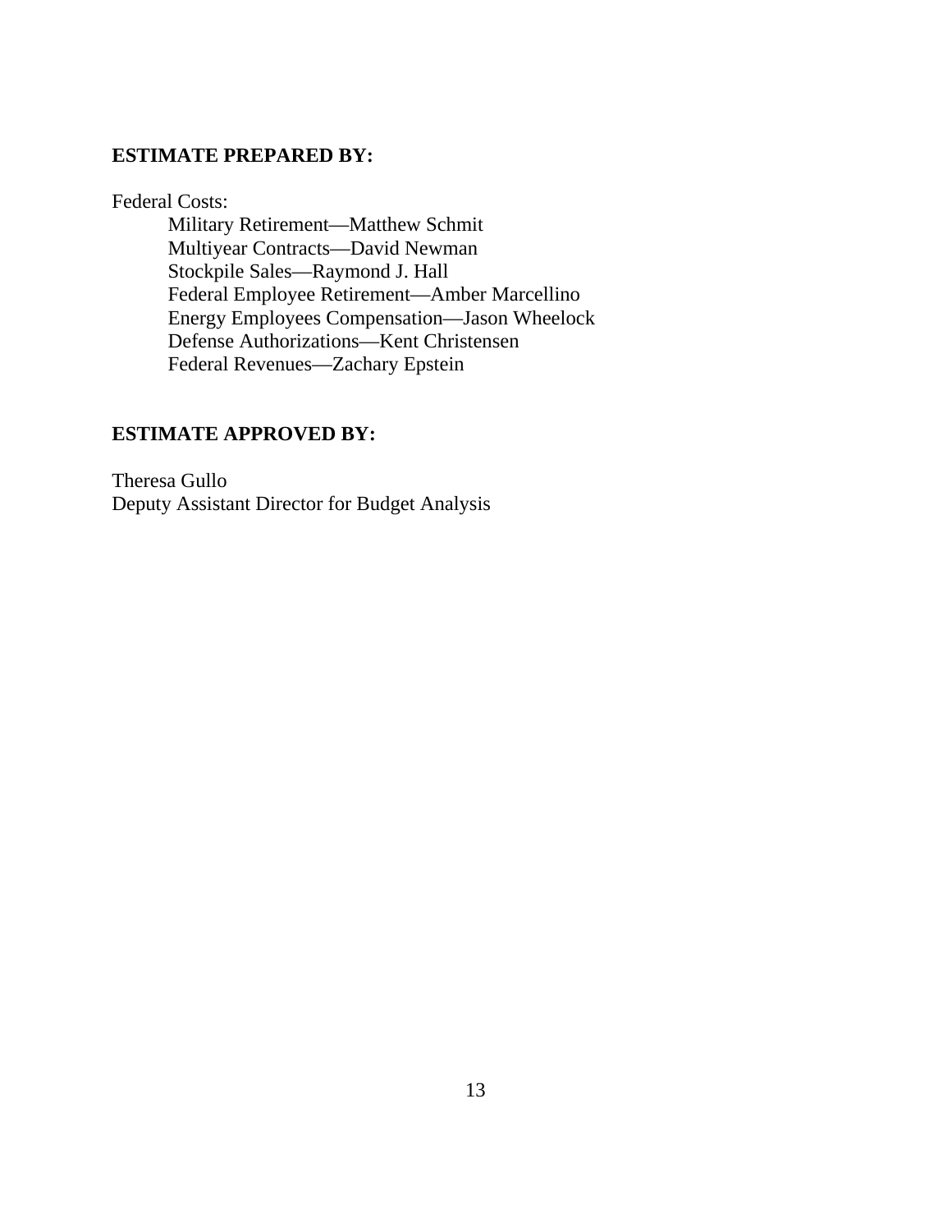**ESTIMATE PREPARED BY:**

Federal Costs:

Military Retirement—Matthew Schmit
Multiyear Contracts—David Newman
Stockpile Sales—Raymond J. Hall
Federal Employee Retirement—Amber Marcellino
Energy Employees Compensation—Jason Wheelock
Defense Authorizations—Kent Christensen
Federal Revenues—Zachary Epstein

**ESTIMATE APPROVED BY:**

Theresa Gullo
Deputy Assistant Director for Budget Analysis